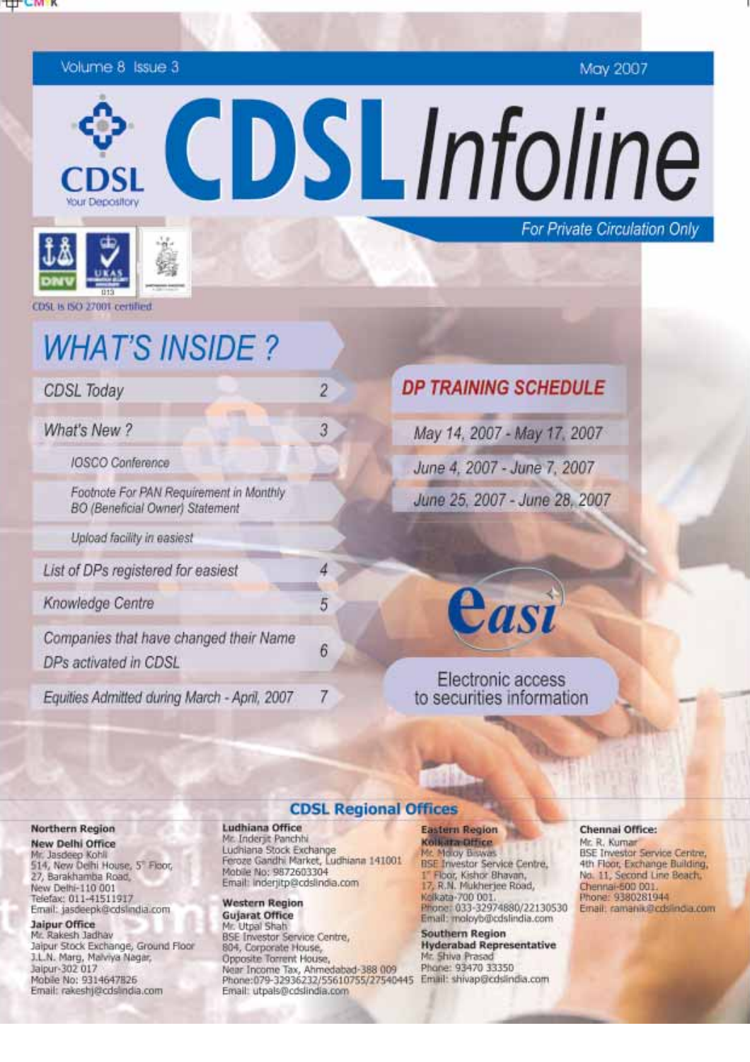Volume 8 Issue 3 — May 2007

# CDSL Infoline

CDSL Your Depository

*For Private Circulation Only*

CDSL is ISO 27001 certified

## WHAT'S INSIDE ?

| Section | Page |
|---|---|
| CDSL Today | 2 |
| What's New ? | 3 |
| IOSCO Conference | |
| Footnote For PAN Requirement in Monthly BO (Beneficial Owner) Statement | |
| Upload facility in easiest | |
| List of DPs registered for easiest | 4 |
| Knowledge Centre | 5 |
| Companies that have changed their Name / DPs activated in CDSL | 6 |
| Equities Admitted during March - April, 2007 | 7 |

## DP TRAINING SCHEDULE

- May 14, 2007 - May 17, 2007
- June 4, 2007 - June 7, 2007
- June 25, 2007 - June 28, 2007

**easi** — Electronic access to securities information

## CDSL Regional Offices

**Northern Region**

**New Delhi Office**
Mr. Jasdeep Kohli
514, New Delhi House, 5th Floor,
27, Barakhamba Road,
New Delhi-110 001
Telefax: 011-41511917
Email: jasdeepk@cdslindia.com

**Jaipur Office**
Mr. Rakesh Jadhav
Jaipur Stock Exchange, Ground Floor
J.L.N. Marg, Malviya Nagar,
Jaipur-302 017
Mobile No: 9314647826
Email: rakeshj@cdslindia.com

**Ludhiana Office**
Mr. Inderjit Panchhi
Ludhiana Stock Exchange
Feroze Gandhi Market, Ludhiana 141001
Mobile No: 9872603304
Email: inderjitp@cdslindia.com

**Western Region**

**Gujarat Office**
Mr. Utpal Shah
BSE Investor Service Centre,
804, Corporate House,
Opposite Torrent House,
Near Income Tax, Ahmedabad-388 009
Phone:079-32936232/55610755/27540445
Email: utpals@cdslindia.com

**Eastern Region**

**Kolkata Office**
Mr. Moloy Biswas
BSE Investor Service Centre,
1st Floor, Kishor Bhavan,
17, R.N. Mukherjee Road,
Kolkata-700 001.
Phone: 033-32974880/22130530
Email: moloyb@cdslindia.com

**Southern Region**

**Hyderabad Representative**
Mr. Shiva Prasad
Phone: 93470 33350
Email: shivap@cdslindia.com

**Chennai Office:**
Mr. R. Kumar
BSE Investor Service Centre,
4th Floor, Exchange Building,
No. 11, Second Line Beach,
Chennai-600 001.
Phone: 9380281944
Email: ramanik@cdslindia.com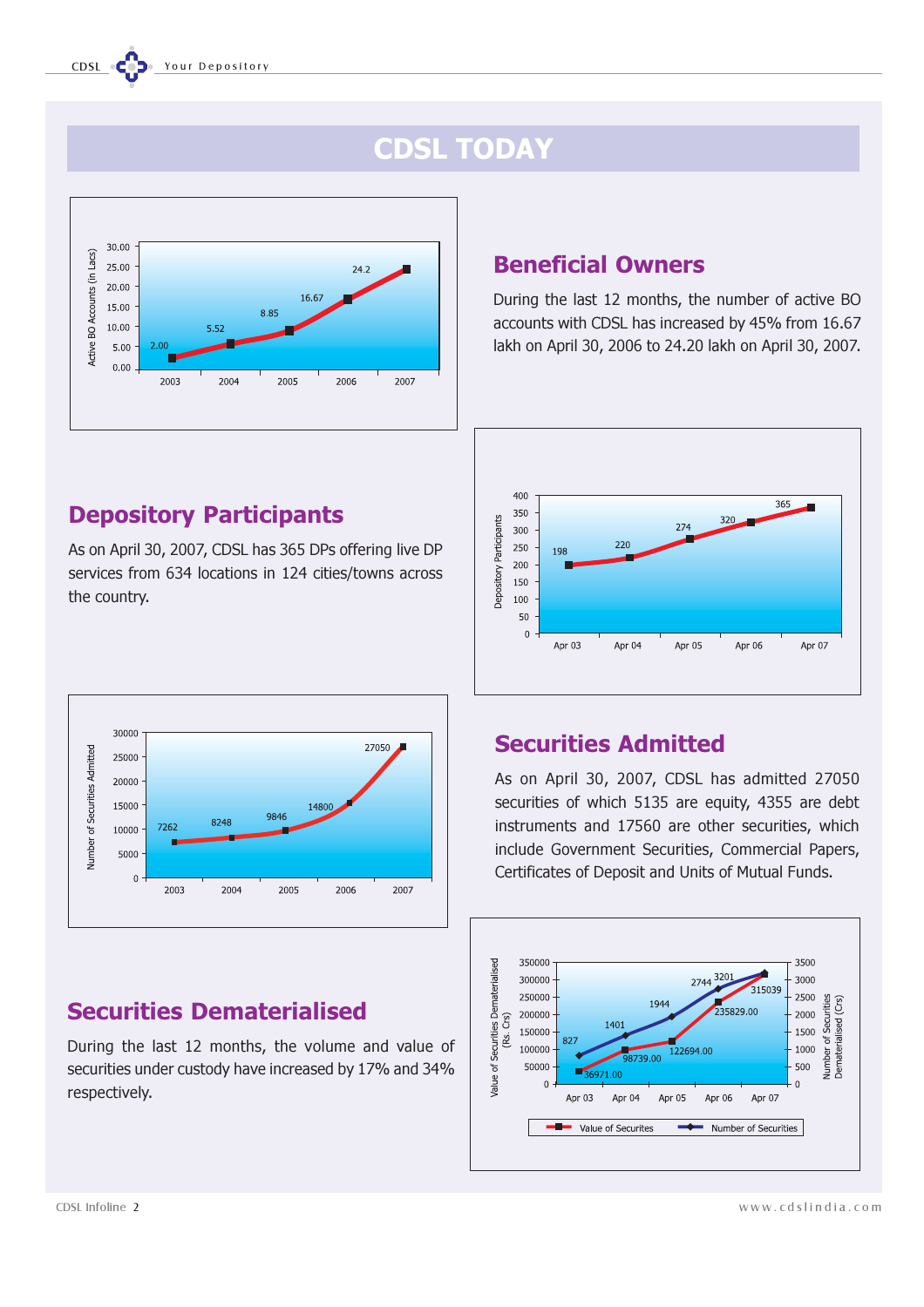# CDSL TODAY

## Beneficial Owners

During the last 12 months, the number of active BO accounts with CDSL has increased by 45% from 16.67 lakh on April 30, 2006 to 24.20 lakh on April 30, 2007.

| Year | Active BO Accounts (in Lacs) |
|---|---|
| 2003 | 2.00 |
| 2004 | 5.52 |
| 2005 | 8.85 |
| 2006 | 16.67 |
| 2007 | 24.2 |

## Depository Participants

As on April 30, 2007, CDSL has 365 DPs offering live DP services from 634 locations in 124 cities/towns across the country.

| Date | Depository Participants |
|---|---|
| Apr 03 | 198 |
| Apr 04 | 220 |
| Apr 05 | 274 |
| Apr 06 | 320 |
| Apr 07 | 365 |

## Securities Admitted

As on April 30, 2007, CDSL has admitted 27050 securities of which 5135 are equity, 4355 are debt instruments and 17560 are other securities, which include Government Securities, Commercial Papers, Certificates of Deposit and Units of Mutual Funds.

| Year | Number of Securities Admitted |
|---|---|
| 2003 | 7262 |
| 2004 | 8248 |
| 2005 | 9846 |
| 2006 | 14800 |
| 2007 | 27050 |

## Securities Dematerialised

During the last 12 months, the volume and value of securities under custody have increased by 17% and 34% respectively.

| Date | Value of Securities Dematerialised (Rs. Crs) | Number of Securities Dematerialised (Crs) |
|---|---|---|
| Apr 03 | 36971.00 | 827 |
| Apr 04 | 98739.00 | 1401 |
| Apr 05 | 122694.00 | 1944 |
| Apr 06 | 235829.00 | 2744 |
| Apr 07 | 315039 | 3201 |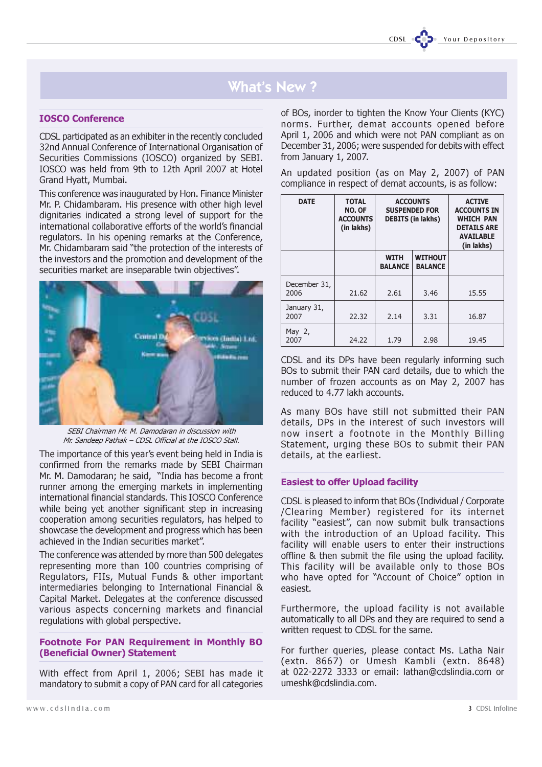# What's New ?

## IOSCO Conference

CDSL participated as an exhibiter in the recently concluded 32nd Annual Conference of International Organisation of Securities Commissions (IOSCO) organized by SEBI. IOSCO was held from 9th to 12th April 2007 at Hotel Grand Hyatt, Mumbai.

This conference was inaugurated by Hon. Finance Minister Mr. P. Chidambaram. His presence with other high level dignitaries indicated a strong level of support for the international collaborative efforts of the world's financial regulators. In his opening remarks at the Conference, Mr. Chidambaram said "the protection of the interests of the investors and the promotion and development of the securities market are inseparable twin objectives".

*SEBI Chairman Mr. M. Damodaran in discussion with Mr. Sandeep Pathak – CDSL Official at the IOSCO Stall.*

The importance of this year's event being held in India is confirmed from the remarks made by SEBI Chairman Mr. M. Damodaran; he said, "India has become a front runner among the emerging markets in implementing international financial standards. This IOSCO Conference while being yet another significant step in increasing cooperation among securities regulators, has helped to showcase the development and progress which has been achieved in the Indian securities market".

The conference was attended by more than 500 delegates representing more than 100 countries comprising of Regulators, FIIs, Mutual Funds & other important intermediaries belonging to International Financial & Capital Market. Delegates at the conference discussed various aspects concerning markets and financial regulations with global perspective.

## Footnote For PAN Requirement in Monthly BO (Beneficial Owner) Statement

With effect from April 1, 2006; SEBI has made it mandatory to submit a copy of PAN card for all categories of BOs, inorder to tighten the Know Your Clients (KYC) norms. Further, demat accounts opened before April 1, 2006 and which were not PAN compliant as on December 31, 2006; were suspended for debits with effect from January 1, 2007.

An updated position (as on May 2, 2007) of PAN compliance in respect of demat accounts, is as follow:

| DATE | TOTAL NO. OF ACCOUNTS (in lakhs) | ACCOUNTS SUSPENDED FOR DEBITS (in lakhs) | | ACTIVE ACCOUNTS IN WHICH PAN DETAILS ARE AVAILABLE (in lakhs) |
|---|---|---|---|---|
| | | WITH BALANCE | WITHOUT BALANCE | |
| December 31, 2006 | 21.62 | 2.61 | 3.46 | 15.55 |
| January 31, 2007 | 22.32 | 2.14 | 3.31 | 16.87 |
| May 2, 2007 | 24.22 | 1.79 | 2.98 | 19.45 |

CDSL and its DPs have been regularly informing such BOs to submit their PAN card details, due to which the number of frozen accounts as on May 2, 2007 has reduced to 4.77 lakh accounts.

As many BOs have still not submitted their PAN details, DPs in the interest of such investors will now insert a footnote in the Monthly Billing Statement, urging these BOs to submit their PAN details, at the earliest.

## Easiest to offer Upload facility

CDSL is pleased to inform that BOs (Individual / Corporate /Clearing Member) registered for its internet facility "easiest", can now submit bulk transactions with the introduction of an Upload facility. This facility will enable users to enter their instructions offline & then submit the file using the upload facility. This facility will be available only to those BOs who have opted for "Account of Choice" option in easiest.

Furthermore, the upload facility is not available automatically to all DPs and they are required to send a written request to CDSL for the same.

For further queries, please contact Ms. Latha Nair (extn. 8667) or Umesh Kambli (extn. 8648) at 022-2272 3333 or email: lathan@cdslindia.com or umeshk@cdslindia.com.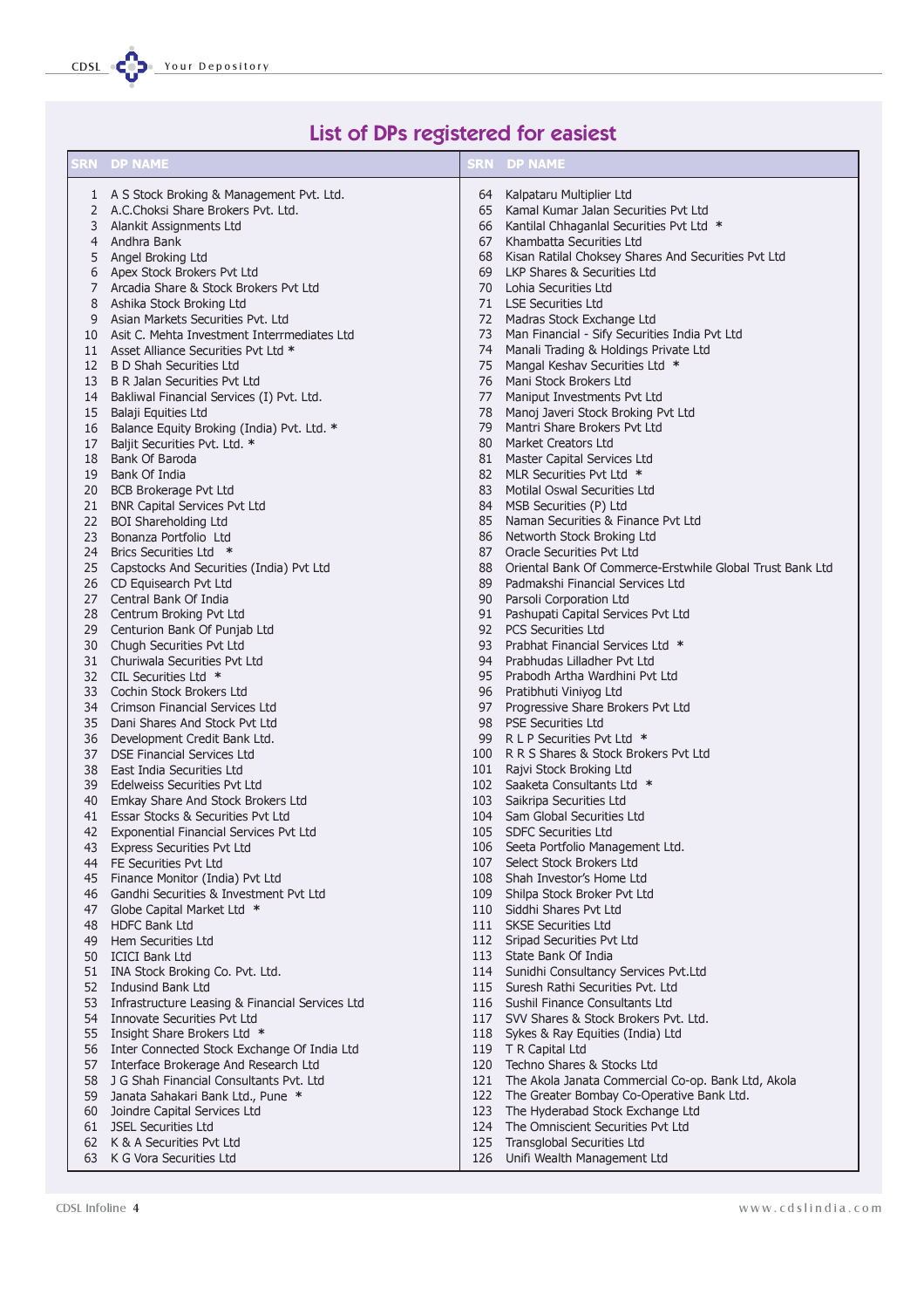## List of DPs registered for easiest

| SRN | DP NAME | SRN | DP NAME |
|---|---|---|---|
| 1 | A S Stock Broking & Management Pvt. Ltd. | 64 | Kalpataru Multiplier Ltd |
| 2 | A.C.Choksi Share Brokers Pvt. Ltd. | 65 | Kamal Kumar Jalan Securities Pvt Ltd |
| 3 | Alankit Assignments Ltd | 66 | Kantilal Chhaganlal Securities Pvt Ltd * |
| 4 | Andhra Bank | 67 | Khambatta Securities Ltd |
| 5 | Angel Broking Ltd | 68 | Kisan Ratilal Choksey Shares And Securities Pvt Ltd |
| 6 | Apex Stock Brokers Pvt Ltd | 69 | LKP Shares & Securities Ltd |
| 7 | Arcadia Share & Stock Brokers Pvt Ltd | 70 | Lohia Securities Ltd |
| 8 | Ashika Stock Broking Ltd | 71 | LSE Securities Ltd |
| 9 | Asian Markets Securities Pvt. Ltd | 72 | Madras Stock Exchange Ltd |
| 10 | Asit C. Mehta Investment Interrmediates Ltd | 73 | Man Financial - Sify Securities India Pvt Ltd |
| 11 | Asset Alliance Securities Pvt Ltd * | 74 | Manali Trading & Holdings Private Ltd |
| 12 | B D Shah Securities Ltd | 75 | Mangal Keshav Securities Ltd * |
| 13 | B R Jalan Securities Pvt Ltd | 76 | Mani Stock Brokers Ltd |
| 14 | Bakliwal Financial Services (I) Pvt. Ltd. | 77 | Maniput Investments Pvt Ltd |
| 15 | Balaji Equities Ltd | 78 | Manoj Javeri Stock Broking Pvt Ltd |
| 16 | Balance Equity Broking (India) Pvt. Ltd. * | 79 | Mantri Share Brokers Pvt Ltd |
| 17 | Baljit Securities Pvt. Ltd. * | 80 | Market Creators Ltd |
| 18 | Bank Of Baroda | 81 | Master Capital Services Ltd |
| 19 | Bank Of India | 82 | MLR Securities Pvt Ltd * |
| 20 | BCB Brokerage Pvt Ltd | 83 | Motilal Oswal Securities Ltd |
| 21 | BNR Capital Services Pvt Ltd | 84 | MSB Securities (P) Ltd |
| 22 | BOI Shareholding Ltd | 85 | Naman Securities & Finance Pvt Ltd |
| 23 | Bonanza Portfolio Ltd | 86 | Networth Stock Broking Ltd |
| 24 | Brics Securities Ltd * | 87 | Oracle Securities Pvt Ltd |
| 25 | Capstocks And Securities (India) Pvt Ltd | 88 | Oriental Bank Of Commerce-Erstwhile Global Trust Bank Ltd |
| 26 | CD Equisearch Pvt Ltd | 89 | Padmakshi Financial Services Ltd |
| 27 | Central Bank Of India | 90 | Parsoli Corporation Ltd |
| 28 | Centrum Broking Pvt Ltd | 91 | Pashupati Capital Services Pvt Ltd |
| 29 | Centurion Bank Of Punjab Ltd | 92 | PCS Securities Ltd |
| 30 | Chugh Securities Pvt Ltd | 93 | Prabhat Financial Services Ltd * |
| 31 | Churiwala Securities Pvt Ltd | 94 | Prabhudas Lilladher Pvt Ltd |
| 32 | CIL Securities Ltd * | 95 | Prabodh Artha Wardhini Pvt Ltd |
| 33 | Cochin Stock Brokers Ltd | 96 | Pratibhuti Viniyog Ltd |
| 34 | Crimson Financial Services Ltd | 97 | Progressive Share Brokers Pvt Ltd |
| 35 | Dani Shares And Stock Pvt Ltd | 98 | PSE Securities Ltd |
| 36 | Development Credit Bank Ltd. | 99 | R L P Securities Pvt Ltd * |
| 37 | DSE Financial Services Ltd | 100 | R R S Shares & Stock Brokers Pvt Ltd |
| 38 | East India Securities Ltd | 101 | Rajvi Stock Broking Ltd |
| 39 | Edelweiss Securities Pvt Ltd | 102 | Saaketa Consultants Ltd * |
| 40 | Emkay Share And Stock Brokers Ltd | 103 | Saikripa Securities Ltd |
| 41 | Essar Stocks & Securities Pvt Ltd | 104 | Sam Global Securities Ltd |
| 42 | Exponential Financial Services Pvt Ltd | 105 | SDFC Securities Ltd |
| 43 | Express Securities Pvt Ltd | 106 | Seeta Portfolio Management Ltd. |
| 44 | FE Securities Pvt Ltd | 107 | Select Stock Brokers Ltd |
| 45 | Finance Monitor (India) Pvt Ltd | 108 | Shah Investor's Home Ltd |
| 46 | Gandhi Securities & Investment Pvt Ltd | 109 | Shilpa Stock Broker Pvt Ltd |
| 47 | Globe Capital Market Ltd * | 110 | Siddhi Shares Pvt Ltd |
| 48 | HDFC Bank Ltd | 111 | SKSE Securities Ltd |
| 49 | Hem Securities Ltd | 112 | Sripad Securities Pvt Ltd |
| 50 | ICICI Bank Ltd | 113 | State Bank Of India |
| 51 | INA Stock Broking Co. Pvt. Ltd. | 114 | Sunidhi Consultancy Services Pvt.Ltd |
| 52 | Indusind Bank Ltd | 115 | Suresh Rathi Securities Pvt. Ltd |
| 53 | Infrastructure Leasing & Financial Services Ltd | 116 | Sushil Finance Consultants Ltd |
| 54 | Innovate Securities Pvt Ltd | 117 | SVV Shares & Stock Brokers Pvt. Ltd. |
| 55 | Insight Share Brokers Ltd * | 118 | Sykes & Ray Equities (India) Ltd |
| 56 | Inter Connected Stock Exchange Of India Ltd | 119 | T R Capital Ltd |
| 57 | Interface Brokerage And Research Ltd | 120 | Techno Shares & Stocks Ltd |
| 58 | J G Shah Financial Consultants Pvt. Ltd | 121 | The Akola Janata Commercial Co-op. Bank Ltd, Akola |
| 59 | Janata Sahakari Bank Ltd., Pune * | 122 | The Greater Bombay Co-Operative Bank Ltd. |
| 60 | Joindre Capital Services Ltd | 123 | The Hyderabad Stock Exchange Ltd |
| 61 | JSEL Securities Ltd | 124 | The Omniscient Securities Pvt Ltd |
| 62 | K & A Securities Pvt Ltd | 125 | Transglobal Securities Ltd |
| 63 | K G Vora Securities Ltd | 126 | Unifi Wealth Management Ltd |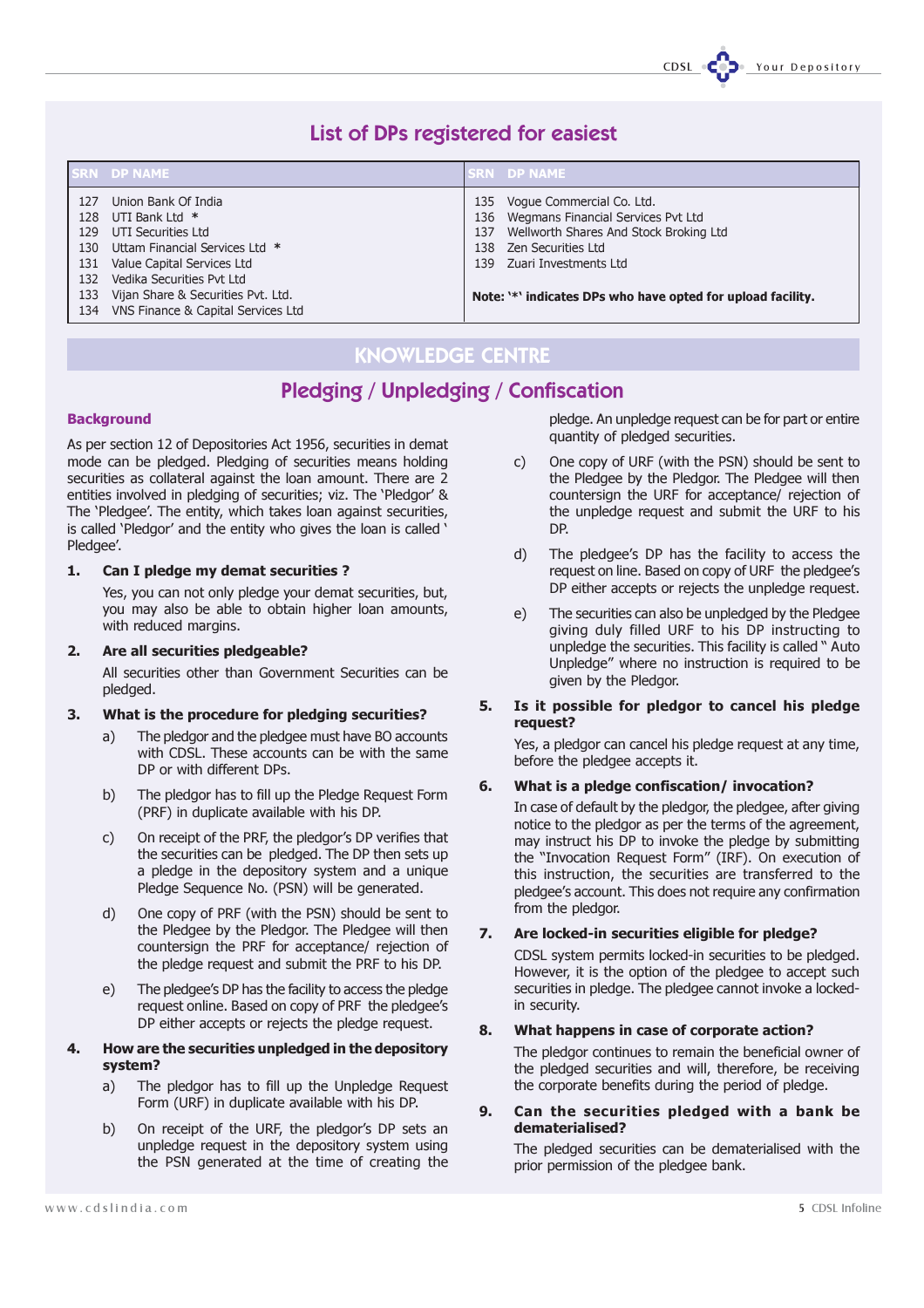## List of DPs registered for easiest

| SRN | DP NAME | SRN | DP NAME |
|---|---|---|---|
| 127 | Union Bank Of India | 135 | Vogue Commercial Co. Ltd. |
| 128 | UTI Bank Ltd * | 136 | Wegmans Financial Services Pvt Ltd |
| 129 | UTI Securities Ltd | 137 | Wellworth Shares And Stock Broking Ltd |
| 130 | Uttam Financial Services Ltd * | 138 | Zen Securities Ltd |
| 131 | Value Capital Services Ltd | 139 | Zuari Investments Ltd |
| 132 | Vedika Securities Pvt Ltd | | |
| 133 | Vijan Share & Securities Pvt. Ltd. | | |
| 134 | VNS Finance & Capital Services Ltd | | |

**Note: '*' indicates DPs who have opted for upload facility.**

# KNOWLEDGE CENTRE

## Pledging / Unpledging / Confiscation

### Background

As per section 12 of Depositories Act 1956, securities in demat mode can be pledged. Pledging of securities means holding securities as collateral against the loan amount. There are 2 entities involved in pledging of securities; viz. The 'Pledgor' & The 'Pledgee'. The entity, which takes loan against securities, is called 'Pledgor' and the entity who gives the loan is called ' Pledgee'.

**1. Can I pledge my demat securities ?**

Yes, you can not only pledge your demat securities, but, you may also be able to obtain higher loan amounts, with reduced margins.

**2. Are all securities pledgeable?**

All securities other than Government Securities can be pledged.

**3. What is the procedure for pledging securities?**

a) The pledgor and the pledgee must have BO accounts with CDSL. These accounts can be with the same DP or with different DPs.

b) The pledgor has to fill up the Pledge Request Form (PRF) in duplicate available with his DP.

c) On receipt of the PRF, the pledgor's DP verifies that the securities can be pledged. The DP then sets up a pledge in the depository system and a unique Pledge Sequence No. (PSN) will be generated.

d) One copy of PRF (with the PSN) should be sent to the Pledgee by the Pledgor. The Pledgee will then countersign the PRF for acceptance/ rejection of the pledge request and submit the PRF to his DP.

e) The pledgee's DP has the facility to access the pledge request online. Based on copy of PRF the pledgee's DP either accepts or rejects the pledge request.

**4. How are the securities unpledged in the depository system?**

a) The pledgor has to fill up the Unpledge Request Form (URF) in duplicate available with his DP.

b) On receipt of the URF, the pledgor's DP sets an unpledge request in the depository system using the PSN generated at the time of creating the pledge. An unpledge request can be for part or entire quantity of pledged securities.

c) One copy of URF (with the PSN) should be sent to the Pledgee by the Pledgor. The Pledgee will then countersign the URF for acceptance/ rejection of the unpledge request and submit the URF to his DP.

d) The pledgee's DP has the facility to access the request on line. Based on copy of URF the pledgee's DP either accepts or rejects the unpledge request.

e) The securities can also be unpledged by the Pledgee giving duly filled URF to his DP instructing to unpledge the securities. This facility is called " Auto Unpledge" where no instruction is required to be given by the Pledgor.

**5. Is it possible for pledgor to cancel his pledge request?**

Yes, a pledgor can cancel his pledge request at any time, before the pledgee accepts it.

**6. What is a pledge confiscation/ invocation?**

In case of default by the pledgor, the pledgee, after giving notice to the pledgor as per the terms of the agreement, may instruct his DP to invoke the pledge by submitting the "Invocation Request Form" (IRF). On execution of this instruction, the securities are transferred to the pledgee's account. This does not require any confirmation from the pledgor.

**7. Are locked-in securities eligible for pledge?**

CDSL system permits locked-in securities to be pledged. However, it is the option of the pledgee to accept such securities in pledge. The pledgee cannot invoke a locked-in security.

**8. What happens in case of corporate action?**

The pledgor continues to remain the beneficial owner of the pledged securities and will, therefore, be receiving the corporate benefits during the period of pledge.

**9. Can the securities pledged with a bank be dematerialised?**

The pledged securities can be dematerialised with the prior permission of the pledgee bank.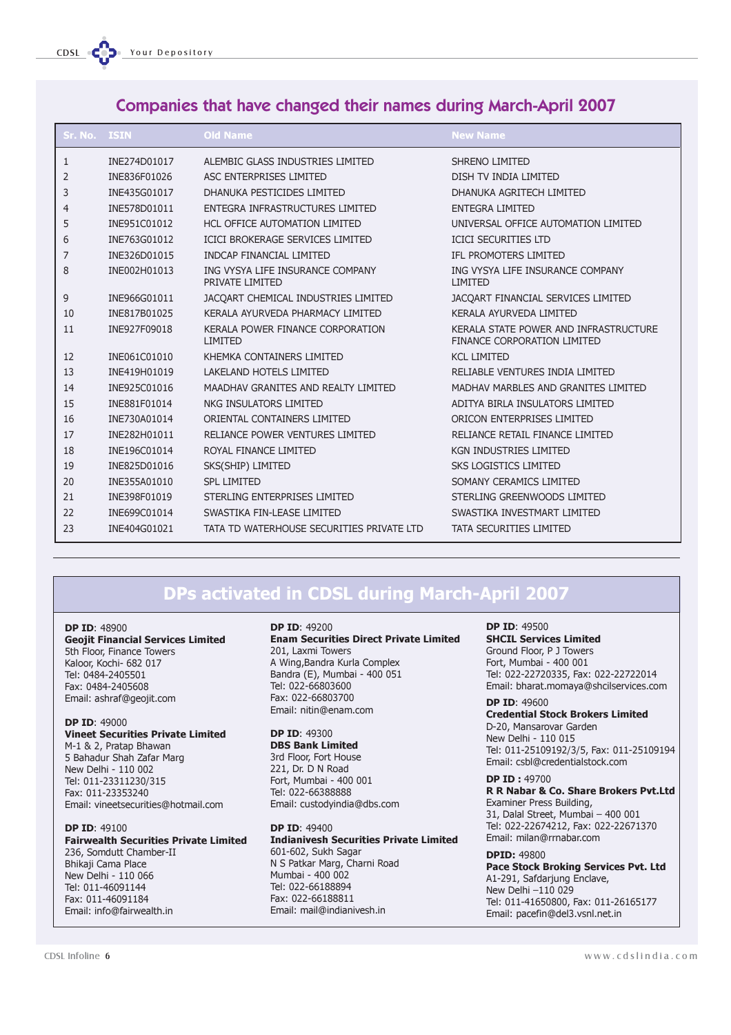## Companies that have changed their names during March-April 2007

| Sr. No. | ISIN | Old Name | New Name |
|---|---|---|---|
| 1 | INE274D01017 | ALEMBIC GLASS INDUSTRIES LIMITED | SHRENO LIMITED |
| 2 | INE836F01026 | ASC ENTERPRISES LIMITED | DISH TV INDIA LIMITED |
| 3 | INE435G01017 | DHANUKA PESTICIDES LIMITED | DHANUKA AGRITECH LIMITED |
| 4 | INE578D01011 | ENTEGRA INFRASTRUCTURES LIMITED | ENTEGRA LIMITED |
| 5 | INE951C01012 | HCL OFFICE AUTOMATION LIMITED | UNIVERSAL OFFICE AUTOMATION LIMITED |
| 6 | INE763G01012 | ICICI BROKERAGE SERVICES LIMITED | ICICI SECURITIES LTD |
| 7 | INE326D01015 | INDCAP FINANCIAL LIMITED | IFL PROMOTERS LIMITED |
| 8 | INE002H01013 | ING VYSYA LIFE INSURANCE COMPANY PRIVATE LIMITED | ING VYSYA LIFE INSURANCE COMPANY LIMITED |
| 9 | INE966G01011 | JACQART CHEMICAL INDUSTRIES LIMITED | JACQART FINANCIAL SERVICES LIMITED |
| 10 | INE817B01025 | KERALA AYURVEDA PHARMACY LIMITED | KERALA AYURVEDA LIMITED |
| 11 | INE927F09018 | KERALA POWER FINANCE CORPORATION LIMITED | KERALA STATE POWER AND INFRASTRUCTURE FINANCE CORPORATION LIMITED |
| 12 | INE061C01010 | KHEMKA CONTAINERS LIMITED | KCL LIMITED |
| 13 | INE419H01019 | LAKELAND HOTELS LIMITED | RELIABLE VENTURES INDIA LIMITED |
| 14 | INE925C01016 | MAADHAV GRANITES AND REALTY LIMITED | MADHAV MARBLES AND GRANITES LIMITED |
| 15 | INE881F01014 | NKG INSULATORS LIMITED | ADITYA BIRLA INSULATORS LIMITED |
| 16 | INE730A01014 | ORIENTAL CONTAINERS LIMITED | ORICON ENTERPRISES LIMITED |
| 17 | INE282H01011 | RELIANCE POWER VENTURES LIMITED | RELIANCE RETAIL FINANCE LIMITED |
| 18 | INE196C01014 | ROYAL FINANCE LIMITED | KGN INDUSTRIES LIMITED |
| 19 | INE825D01016 | SKS(SHIP) LIMITED | SKS LOGISTICS LIMITED |
| 20 | INE355A01010 | SPL LIMITED | SOMANY CERAMICS LIMITED |
| 21 | INE398F01019 | STERLING ENTERPRISES LIMITED | STERLING GREENWOODS LIMITED |
| 22 | INE699C01014 | SWASTIKA FIN-LEASE LIMITED | SWASTIKA INVESTMART LIMITED |
| 23 | INE404G01021 | TATA TD WATERHOUSE SECURITIES PRIVATE LTD | TATA SECURITIES LIMITED |

## DPs activated in CDSL during March-April 2007

**DP ID**: 48900
**Geojit Financial Services Limited**
5th Floor, Finance Towers
Kaloor, Kochi- 682 017
Tel: 0484-2405501
Fax: 0484-2405608
Email: ashraf@geojit.com

**DP ID**: 49000
**Vineet Securities Private Limited**
M-1 & 2, Pratap Bhawan
5 Bahadur Shah Zafar Marg
New Delhi - 110 002
Tel: 011-23311230/315
Fax: 011-23353240
Email: vineetsecurities@hotmail.com

**DP ID**: 49100
**Fairwealth Securities Private Limited**
236, Somdutt Chamber-II
Bhikaji Cama Place
New Delhi - 110 066
Tel: 011-46091144
Fax: 011-46091184
Email: info@fairwealth.in

**DP ID**: 49200
**Enam Securities Direct Private Limited**
201, Laxmi Towers
A Wing,Bandra Kurla Complex
Bandra (E), Mumbai - 400 051
Tel: 022-66803600
Fax: 022-66803700
Email: nitin@enam.com

**DP ID**: 49300
**DBS Bank Limited**
3rd Floor, Fort House
221, Dr. D N Road
Fort, Mumbai - 400 001
Tel: 022-66388888
Email: custodyindia@dbs.com

**DP ID**: 49400
**Indianivesh Securities Private Limited**
601-602, Sukh Sagar
N S Patkar Marg, Charni Road
Mumbai - 400 002
Tel: 022-66188894
Fax: 022-66188811
Email: mail@indianivesh.in

**DP ID**: 49500
**SHCIL Services Limited**
Ground Floor, P J Towers
Fort, Mumbai - 400 001
Tel: 022-22720335, Fax: 022-22722014
Email: bharat.momaya@shcilservices.com

**DP ID**: 49600
**Credential Stock Brokers Limited**
D-20, Mansarovar Garden
New Delhi - 110 015
Tel: 011-25109192/3/5, Fax: 011-25109194
Email: csbl@credentialstock.com

**DP ID** : 49700
**R R Nabar & Co. Share Brokers Pvt.Ltd**
Examiner Press Building,
31, Dalal Street, Mumbai – 400 001
Tel: 022-22674212, Fax: 022-22671370
Email: milan@rrnabar.com

**DPID:** 49800
**Pace Stock Broking Services Pvt. Ltd**
A1-291, Safdarjung Enclave,
New Delhi –110 029
Tel: 011-41650800, Fax: 011-26165177
Email: pacefin@del3.vsnl.net.in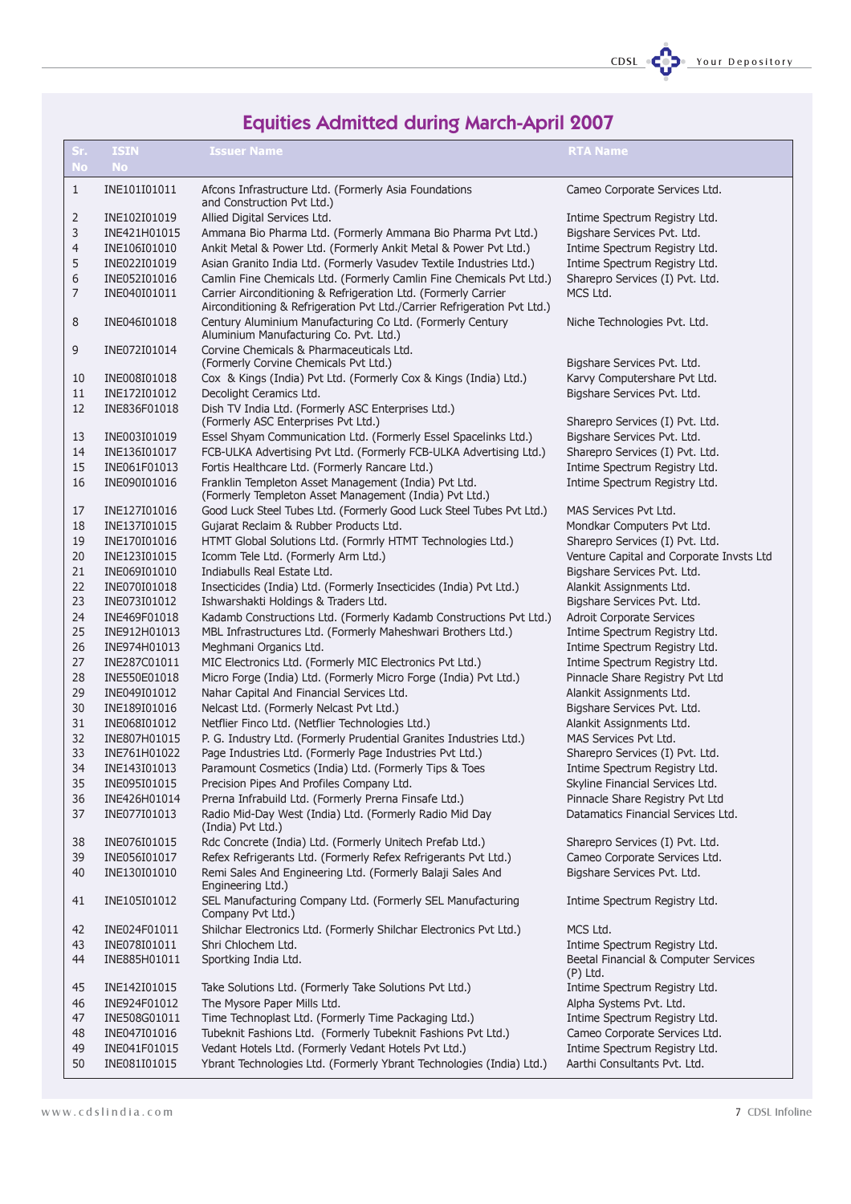# Equities Admitted during March-April 2007

| Sr. No | ISIN No | Issuer Name | RTA Name |
|---|---|---|---|
| 1 | INE101I01011 | Afcons Infrastructure Ltd. (Formerly Asia Foundations and Construction Pvt Ltd.) | Cameo Corporate Services Ltd. |
| 2 | INE102I01019 | Allied Digital Services Ltd. | Intime Spectrum Registry Ltd. |
| 3 | INE421H01015 | Ammana Bio Pharma Ltd. (Formerly Ammana Bio Pharma Pvt Ltd.) | Bigshare Services Pvt. Ltd. |
| 4 | INE106I01010 | Ankit Metal & Power Ltd. (Formerly Ankit Metal & Power Pvt Ltd.) | Intime Spectrum Registry Ltd. |
| 5 | INE022I01019 | Asian Granito India Ltd. (Formerly Vasudev Textile Industries Ltd.) | Intime Spectrum Registry Ltd. |
| 6 | INE052I01016 | Camlin Fine Chemicals Ltd. (Formerly Camlin Fine Chemicals Pvt Ltd.) | Sharepro Services (I) Pvt. Ltd. |
| 7 | INE040I01011 | Carrier Airconditioning & Refrigeration Ltd. (Formerly Carrier Airconditioning & Refrigeration Pvt Ltd./Carrier Refrigeration Pvt Ltd.) | MCS Ltd. |
| 8 | INE046I01018 | Century Aluminium Manufacturing Co Ltd. (Formerly Century Aluminium Manufacturing Co. Pvt. Ltd.) | Niche Technologies Pvt. Ltd. |
| 9 | INE072I01014 | Corvine Chemicals & Pharmaceuticals Ltd. (Formerly Corvine Chemicals Pvt Ltd.) | Bigshare Services Pvt. Ltd. |
| 10 | INE008I01018 | Cox & Kings (India) Pvt Ltd. (Formerly Cox & Kings (India) Ltd.) | Karvy Computershare Pvt Ltd. |
| 11 | INE172I01012 | Decolight Ceramics Ltd. | Bigshare Services Pvt. Ltd. |
| 12 | INE836F01018 | Dish TV India Ltd. (Formerly ASC Enterprises Ltd.) (Formerly ASC Enterprises Pvt Ltd.) | Sharepro Services (I) Pvt. Ltd. |
| 13 | INE003I01019 | Essel Shyam Communication Ltd. (Formerly Essel Spacelinks Ltd.) | Bigshare Services Pvt. Ltd. |
| 14 | INE136I01017 | FCB-ULKA Advertising Pvt Ltd. (Formerly FCB-ULKA Advertising Ltd.) | Sharepro Services (I) Pvt. Ltd. |
| 15 | INE061F01013 | Fortis Healthcare Ltd. (Formerly Rancare Ltd.) | Intime Spectrum Registry Ltd. |
| 16 | INE090I01016 | Franklin Templeton Asset Management (India) Pvt Ltd. (Formerly Templeton Asset Management (India) Pvt Ltd.) | Intime Spectrum Registry Ltd. |
| 17 | INE127I01016 | Good Luck Steel Tubes Ltd. (Formerly Good Luck Steel Tubes Pvt Ltd.) | MAS Services Pvt Ltd. |
| 18 | INE137I01015 | Gujarat Reclaim & Rubber Products Ltd. | Mondkar Computers Pvt Ltd. |
| 19 | INE170I01016 | HTMT Global Solutions Ltd. (Formrly HTMT Technologies Ltd.) | Sharepro Services (I) Pvt. Ltd. |
| 20 | INE123I01015 | Icomm Tele Ltd. (Formerly Arm Ltd.) | Venture Capital and Corporate Invsts Ltd |
| 21 | INE069I01010 | Indiabulls Real Estate Ltd. | Bigshare Services Pvt. Ltd. |
| 22 | INE070I01018 | Insecticides (India) Ltd. (Formerly Insecticides (India) Pvt Ltd.) | Alankit Assignments Ltd. |
| 23 | INE073I01012 | Ishwarshakti Holdings & Traders Ltd. | Bigshare Services Pvt. Ltd. |
| 24 | INE469F01018 | Kadamb Constructions Ltd. (Formerly Kadamb Constructions Pvt Ltd.) | Adroit Corporate Services |
| 25 | INE912H01013 | MBL Infrastructures Ltd. (Formerly Maheshwari Brothers Ltd.) | Intime Spectrum Registry Ltd. |
| 26 | INE974H01013 | Meghmani Organics Ltd. | Intime Spectrum Registry Ltd. |
| 27 | INE287C01011 | MIC Electronics Ltd. (Formerly MIC Electronics Pvt Ltd.) | Intime Spectrum Registry Ltd. |
| 28 | INE550E01018 | Micro Forge (India) Ltd. (Formerly Micro Forge (India) Pvt Ltd.) | Pinnacle Share Registry Pvt Ltd |
| 29 | INE049I01012 | Nahar Capital And Financial Services Ltd. | Alankit Assignments Ltd. |
| 30 | INE189I01016 | Nelcast Ltd. (Formerly Nelcast Pvt Ltd.) | Bigshare Services Pvt. Ltd. |
| 31 | INE068I01012 | Netflier Finco Ltd. (Netflier Technologies Ltd.) | Alankit Assignments Ltd. |
| 32 | INE807H01015 | P. G. Industry Ltd. (Formerly Prudential Granites Industries Ltd.) | MAS Services Pvt Ltd. |
| 33 | INE761H01022 | Page Industries Ltd. (Formerly Page Industries Pvt Ltd.) | Sharepro Services (I) Pvt. Ltd. |
| 34 | INE143I01013 | Paramount Cosmetics (India) Ltd. (Formerly Tips & Toes | Intime Spectrum Registry Ltd. |
| 35 | INE095I01015 | Precision Pipes And Profiles Company Ltd. | Skyline Financial Services Ltd. |
| 36 | INE426H01014 | Prerna Infrabuild Ltd. (Formerly Prerna Finsafe Ltd.) | Pinnacle Share Registry Pvt Ltd |
| 37 | INE077I01013 | Radio Mid-Day West (India) Ltd. (Formerly Radio Mid Day (India) Pvt Ltd.) | Datamatics Financial Services Ltd. |
| 38 | INE076I01015 | Rdc Concrete (India) Ltd. (Formerly Unitech Prefab Ltd.) | Sharepro Services (I) Pvt. Ltd. |
| 39 | INE056I01017 | Refex Refrigerants Ltd. (Formerly Refex Refrigerants Pvt Ltd.) | Cameo Corporate Services Ltd. |
| 40 | INE130I01010 | Remi Sales And Engineering Ltd. (Formerly Balaji Sales And Engineering Ltd.) | Bigshare Services Pvt. Ltd. |
| 41 | INE105I01012 | SEL Manufacturing Company Ltd. (Formerly SEL Manufacturing Company Pvt Ltd.) | Intime Spectrum Registry Ltd. |
| 42 | INE024F01011 | Shilchar Electronics Ltd. (Formerly Shilchar Electronics Pvt Ltd.) | MCS Ltd. |
| 43 | INE078I01011 | Shri Chlochem Ltd. | Intime Spectrum Registry Ltd. |
| 44 | INE885H01011 | Sportking India Ltd. | Beetal Financial & Computer Services (P) Ltd. |
| 45 | INE142I01015 | Take Solutions Ltd. (Formerly Take Solutions Pvt Ltd.) | Intime Spectrum Registry Ltd. |
| 46 | INE924F01012 | The Mysore Paper Mills Ltd. | Alpha Systems Pvt. Ltd. |
| 47 | INE508G01011 | Time Technoplast Ltd. (Formerly Time Packaging Ltd.) | Intime Spectrum Registry Ltd. |
| 48 | INE047I01016 | Tubeknit Fashions Ltd. (Formerly Tubeknit Fashions Pvt Ltd.) | Cameo Corporate Services Ltd. |
| 49 | INE041F01015 | Vedant Hotels Ltd. (Formerly Vedant Hotels Pvt Ltd.) | Intime Spectrum Registry Ltd. |
| 50 | INE081I01015 | Ybrant Technologies Ltd. (Formerly Ybrant Technologies (India) Ltd.) | Aarthi Consultants Pvt. Ltd. |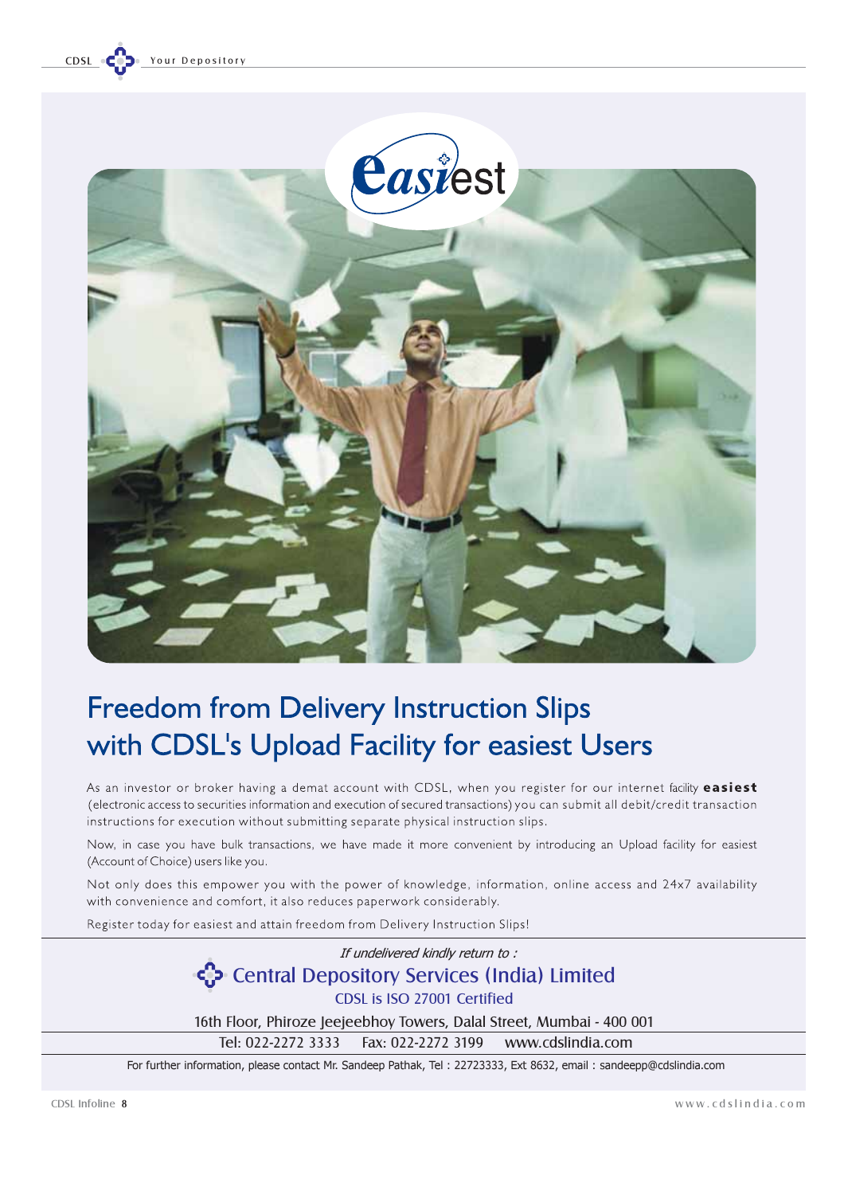# Freedom from Delivery Instruction Slips with CDSL's Upload Facility for easiest Users

As an investor or broker having a demat account with CDSL, when you register for our internet facility **easiest** (electronic access to securities information and execution of secured transactions) you can submit all debit/credit transaction instructions for execution without submitting separate physical instruction slips.

Now, in case you have bulk transactions, we have made it more convenient by introducing an Upload facility for easiest (Account of Choice) users like you.

Not only does this empower you with the power of knowledge, information, online access and 24x7 availability with convenience and comfort, it also reduces paperwork considerably.

Register today for easiest and attain freedom from Delivery Instruction Slips!

*If undelivered kindly return to :*

**Central Depository Services (India) Limited**

CDSL is ISO 27001 Certified

16th Floor, Phiroze Jeejeebhoy Towers, Dalal Street, Mumbai - 400 001

Tel: 022-2272 3333 Fax: 022-2272 3199 www.cdslindia.com

For further information, please contact Mr. Sandeep Pathak, Tel : 22723333, Ext 8632, email : sandeepp@cdslindia.com